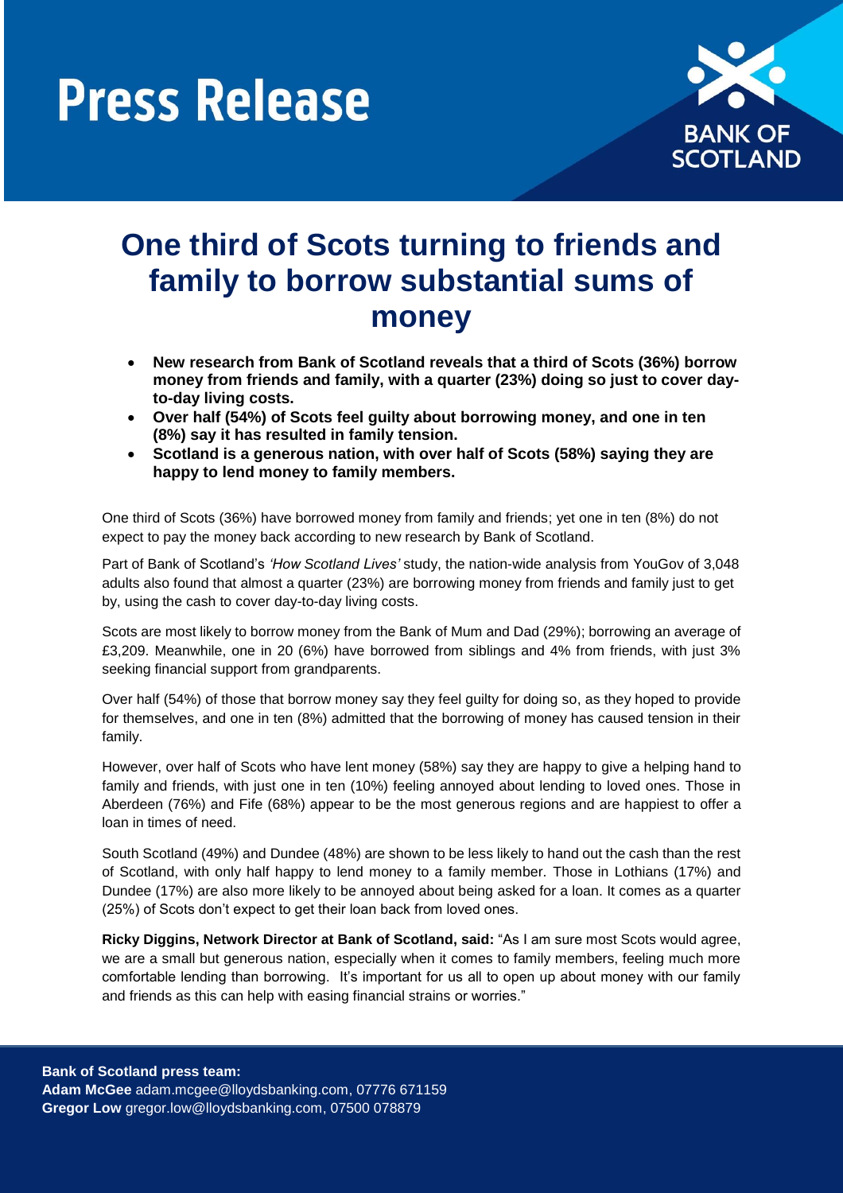# Press Release

BANK OF SCOTLAND

## One third of Scots turning to friends and family to borrow substantial sums of money

- **New research from Bank of Scotland reveals that a third of Scots (36%) borrow money from friends and family, with a quarter (23%) doing so just to cover day-to-day living costs.**
- **Over half (54%) of Scots feel guilty about borrowing money, and one in ten (8%) say it has resulted in family tension.**
- **Scotland is a generous nation, with over half of Scots (58%) saying they are happy to lend money to family members.**

One third of Scots (36%) have borrowed money from family and friends; yet one in ten (8%) do not expect to pay the money back according to new research by Bank of Scotland.

Part of Bank of Scotland's *'How Scotland Lives'* study, the nation-wide analysis from YouGov of 3,048 adults also found that almost a quarter (23%) are borrowing money from friends and family just to get by, using the cash to cover day-to-day living costs.

Scots are most likely to borrow money from the Bank of Mum and Dad (29%); borrowing an average of £3,209. Meanwhile, one in 20 (6%) have borrowed from siblings and 4% from friends, with just 3% seeking financial support from grandparents.

Over half (54%) of those that borrow money say they feel guilty for doing so, as they hoped to provide for themselves, and one in ten (8%) admitted that the borrowing of money has caused tension in their family.

However, over half of Scots who have lent money (58%) say they are happy to give a helping hand to family and friends, with just one in ten (10%) feeling annoyed about lending to loved ones. Those in Aberdeen (76%) and Fife (68%) appear to be the most generous regions and are happiest to offer a loan in times of need.

South Scotland (49%) and Dundee (48%) are shown to be less likely to hand out the cash than the rest of Scotland, with only half happy to lend money to a family member. Those in Lothians (17%) and Dundee (17%) are also more likely to be annoyed about being asked for a loan. It comes as a quarter (25%) of Scots don't expect to get their loan back from loved ones.

**Ricky Diggins, Network Director at Bank of Scotland, said:** "As I am sure most Scots would agree, we are a small but generous nation, especially when it comes to family members, feeling much more comfortable lending than borrowing. It's important for us all to open up about money with our family and friends as this can help with easing financial strains or worries."

**Bank of Scotland press team:**
**Adam McGee** adam.mcgee@lloydsbanking.com, 07776 671159
**Gregor Low** gregor.low@lloydsbanking.com, 07500 078879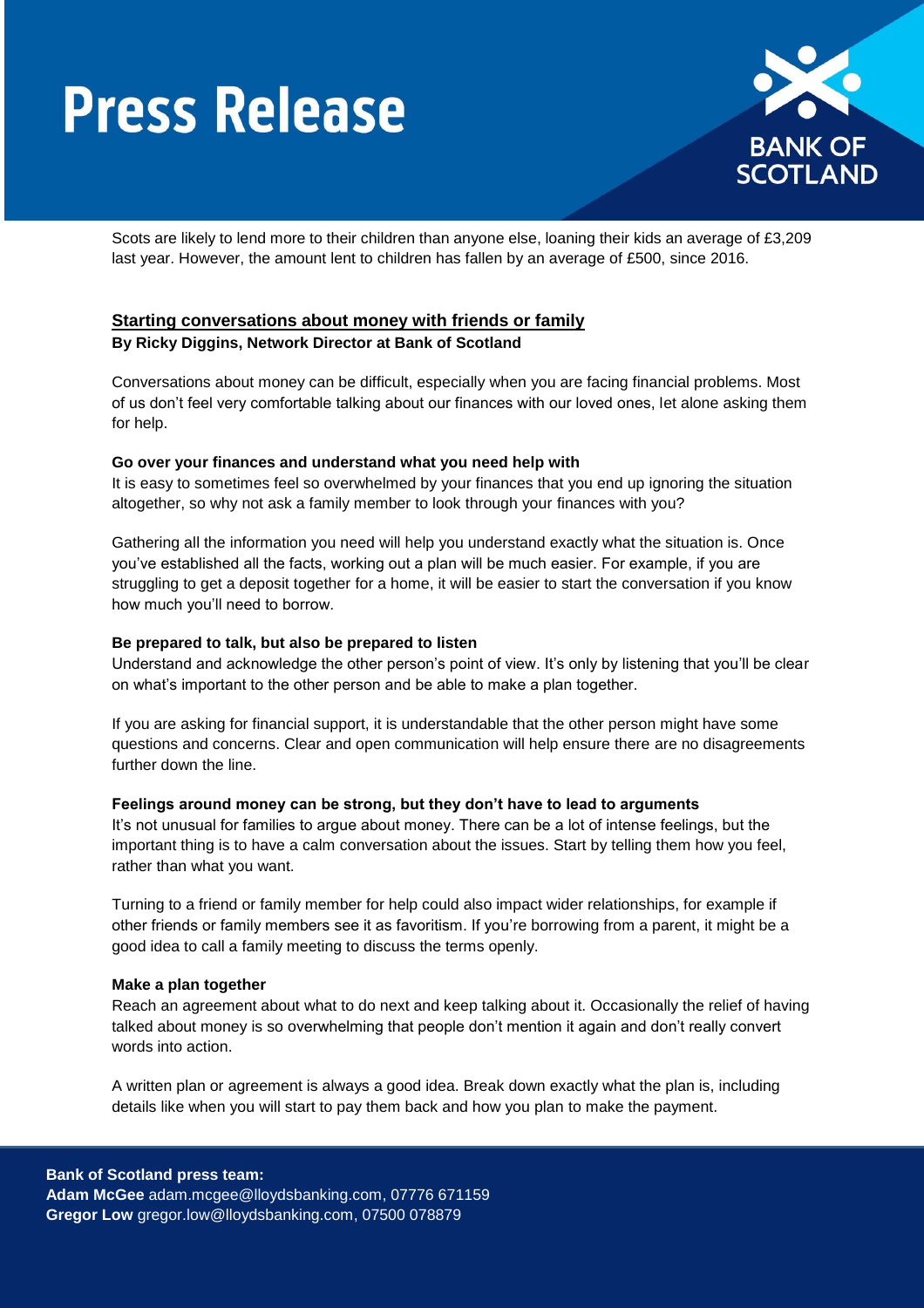# Press Release

Scots are likely to lend more to their children than anyone else, loaning their kids an average of £3,209 last year. However, the amount lent to children has fallen by an average of £500, since 2016.

## Starting conversations about money with friends or family

**By Ricky Diggins, Network Director at Bank of Scotland**

Conversations about money can be difficult, especially when you are facing financial problems. Most of us don't feel very comfortable talking about our finances with our loved ones, let alone asking them for help.

**Go over your finances and understand what you need help with**

It is easy to sometimes feel so overwhelmed by your finances that you end up ignoring the situation altogether, so why not ask a family member to look through your finances with you?

Gathering all the information you need will help you understand exactly what the situation is. Once you've established all the facts, working out a plan will be much easier. For example, if you are struggling to get a deposit together for a home, it will be easier to start the conversation if you know how much you'll need to borrow.

**Be prepared to talk, but also be prepared to listen**

Understand and acknowledge the other person's point of view. It's only by listening that you'll be clear on what's important to the other person and be able to make a plan together.

If you are asking for financial support, it is understandable that the other person might have some questions and concerns. Clear and open communication will help ensure there are no disagreements further down the line.

**Feelings around money can be strong, but they don't have to lead to arguments**

It's not unusual for families to argue about money. There can be a lot of intense feelings, but the important thing is to have a calm conversation about the issues. Start by telling them how you feel, rather than what you want.

Turning to a friend or family member for help could also impact wider relationships, for example if other friends or family members see it as favoritism. If you're borrowing from a parent, it might be a good idea to call a family meeting to discuss the terms openly.

**Make a plan together**

Reach an agreement about what to do next and keep talking about it. Occasionally the relief of having talked about money is so overwhelming that people don't mention it again and don't really convert words into action.

A written plan or agreement is always a good idea. Break down exactly what the plan is, including details like when you will start to pay them back and how you plan to make the payment.

**Bank of Scotland press team:**
**Adam McGee** adam.mcgee@lloydsbanking.com, 07776 671159
**Gregor Low** gregor.low@lloydsbanking.com, 07500 078879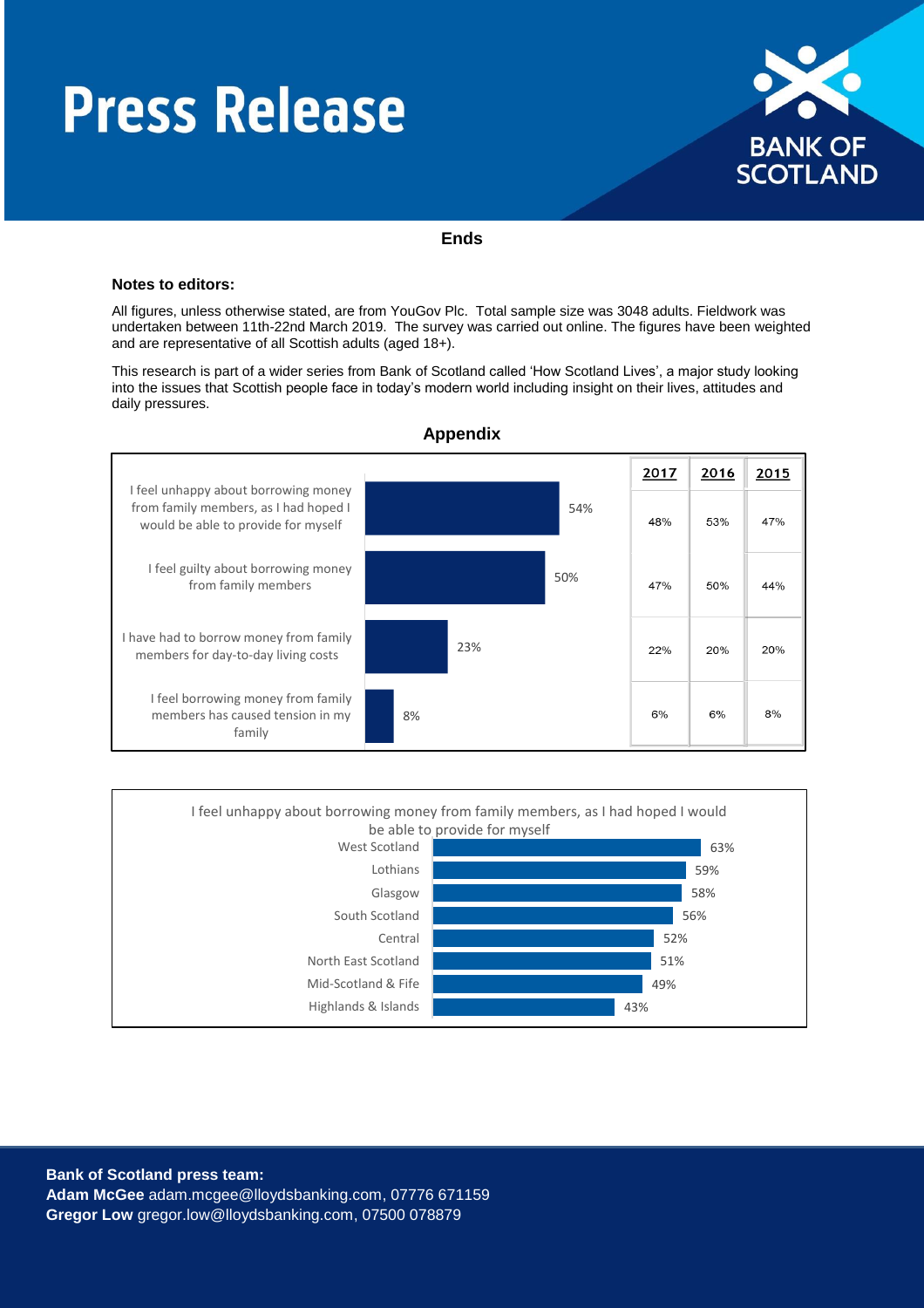**Ends**

**Notes to editors:**

All figures, unless otherwise stated, are from YouGov Plc. Total sample size was 3048 adults. Fieldwork was undertaken between 11th-22nd March 2019. The survey was carried out online. The figures have been weighted and are representative of all Scottish adults (aged 18+).

This research is part of a wider series from Bank of Scotland called 'How Scotland Lives', a major study looking into the issues that Scottish people face in today's modern world including insight on their lives, attitudes and daily pressures.

## Appendix

| | 2019 | 2017 | 2016 | 2015 |
|---|---|---|---|---|
| I feel unhappy about borrowing money from family members, as I had hoped I would be able to provide for myself | 54% | 48% | 53% | 47% |
| I feel guilty about borrowing money from family members | 50% | 47% | 50% | 44% |
| I have had to borrow money from family members for day-to-day living costs | 23% | 22% | 20% | 20% |
| I feel borrowing money from family members has caused tension in my family | 8% | 6% | 6% | 8% |

I feel unhappy about borrowing money from family members, as I had hoped I would be able to provide for myself

| Region | % |
|---|---|
| West Scotland | 63% |
| Lothians | 59% |
| Glasgow | 58% |
| South Scotland | 56% |
| Central | 52% |
| North East Scotland | 51% |
| Mid-Scotland & Fife | 49% |
| Highlands & Islands | 43% |

**Bank of Scotland press team:**
**Adam McGee** adam.mcgee@lloydsbanking.com, 07776 671159
**Gregor Low** gregor.low@lloydsbanking.com, 07500 078879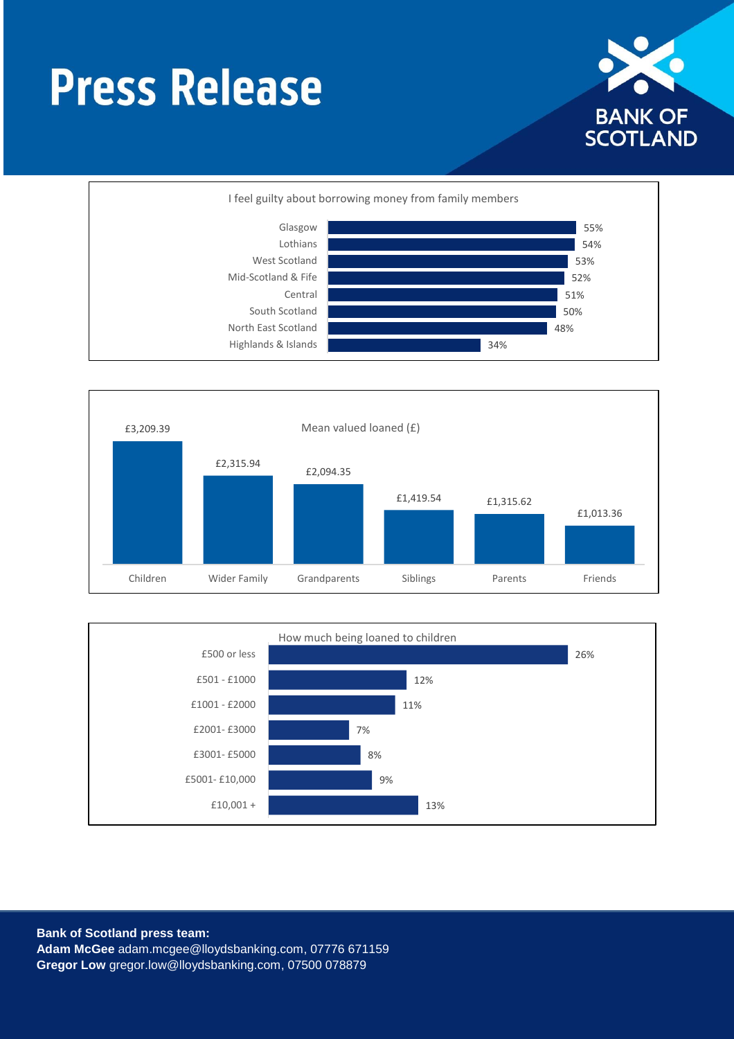# Press Release

**I feel guilty about borrowing money from family members**

| Region | % |
| --- | --- |
| Glasgow | 55% |
| Lothians | 54% |
| West Scotland | 53% |
| Mid-Scotland & Fife | 52% |
| Central | 51% |
| South Scotland | 50% |
| North East Scotland | 48% |
| Highlands & Islands | 34% |

**Mean valued loaned (£)**

| Recipient | Mean value |
| --- | --- |
| Children | £3,209.39 |
| Wider Family | £2,315.94 |
| Grandparents | £2,094.35 |
| Siblings | £1,419.54 |
| Parents | £1,315.62 |
| Friends | £1,013.36 |

**How much being loaned to children**

| Amount | % |
| --- | --- |
| £500 or less | 26% |
| £501 - £1000 | 12% |
| £1001 - £2000 | 11% |
| £2001- £3000 | 7% |
| £3001- £5000 | 8% |
| £5001- £10,000 | 9% |
| £10,001 + | 13% |

**Bank of Scotland press team:**
**Adam McGee** adam.mcgee@lloydsbanking.com, 07776 671159
**Gregor Low** gregor.low@lloydsbanking.com, 07500 078879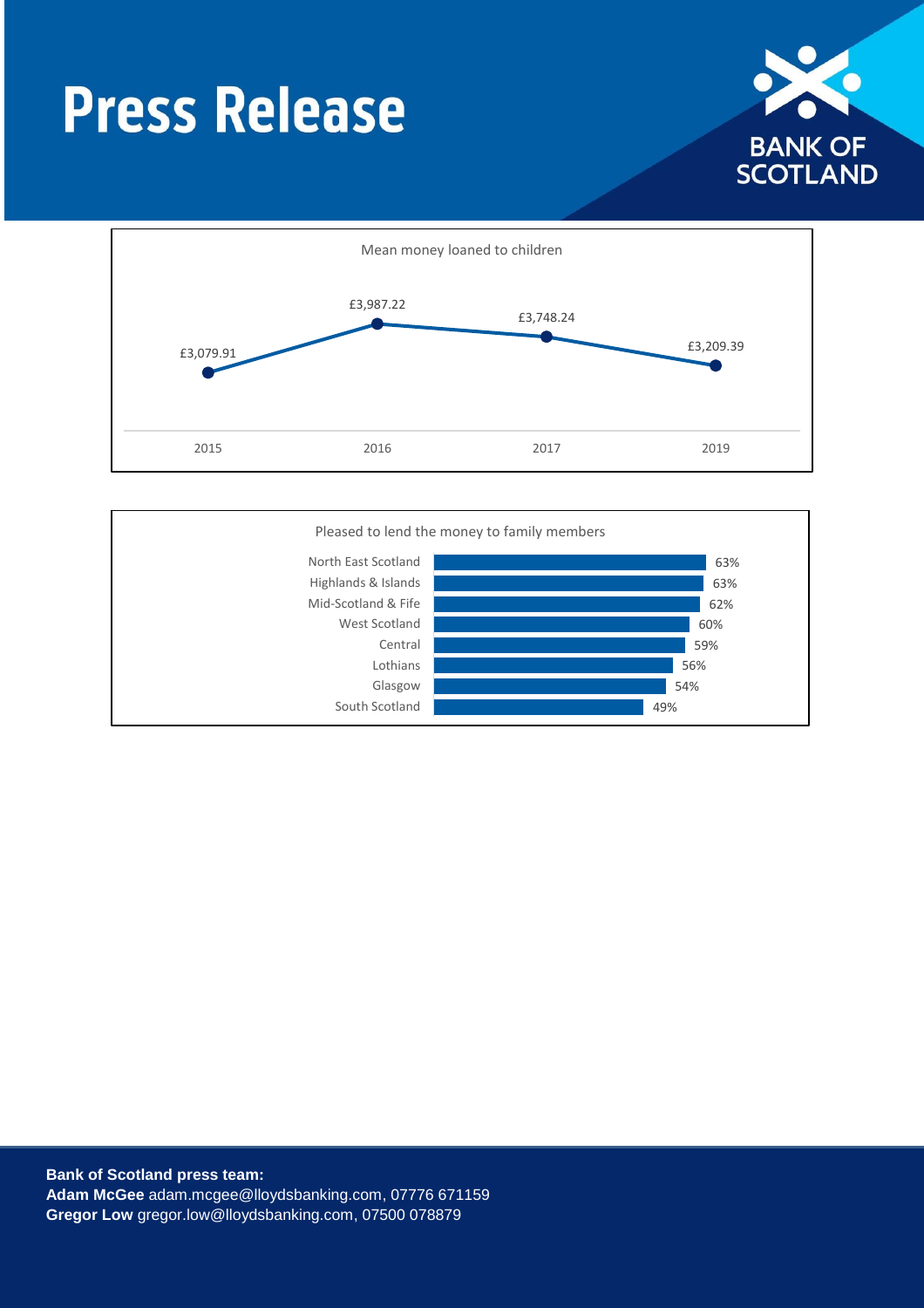# Press Release

BANK OF SCOTLAND

Mean money loaned to children

£3,079.91
£3,987.22
£3,748.24
£3,209.39

2015
2016
2017
2019

Pleased to lend the money to family members

North East Scotland 63%
Highlands & Islands 63%
Mid-Scotland & Fife 62%
West Scotland 60%
Central 59%
Lothians 56%
Glasgow 54%
South Scotland 49%

**Bank of Scotland press team:**
**Adam McGee** adam.mcgee@lloydsbanking.com, 07776 671159
**Gregor Low** gregor.low@lloydsbanking.com, 07500 078879